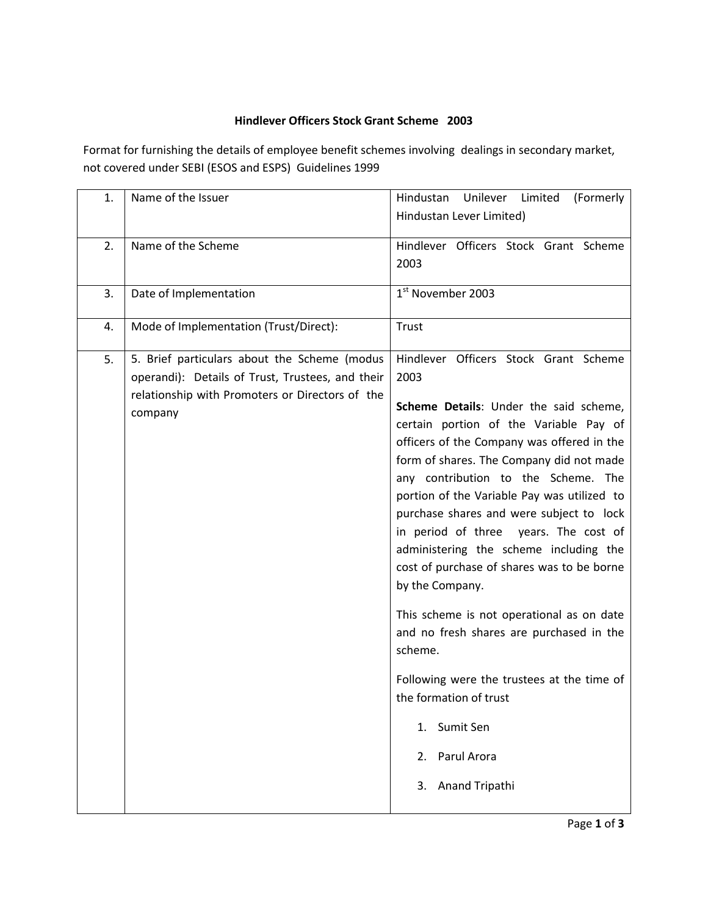# Hindlever Officers Stock Grant Scheme 2003

Format for furnishing the details of employee benefit schemes involving dealings in secondary market, not covered under SEBI (ESOS and ESPS) Guidelines 1999

| | | |
|---|---|---|
| 1. | Name of the Issuer | Hindustan Unilever Limited (Formerly Hindustan Lever Limited) |
| 2. | Name of the Scheme | Hindlever Officers Stock Grant Scheme 2003 |
| 3. | Date of Implementation | 1st November 2003 |
| 4. | Mode of Implementation (Trust/Direct): | Trust |
| 5. | 5. Brief particulars about the Scheme (modus operandi): Details of Trust, Trustees, and their relationship with Promoters or Directors of the company | Hindlever Officers Stock Grant Scheme 2003<br><br>**Scheme Details**: Under the said scheme, certain portion of the Variable Pay of officers of the Company was offered in the form of shares. The Company did not made any contribution to the Scheme. The portion of the Variable Pay was utilized to purchase shares and were subject to lock in period of three years. The cost of administering the scheme including the cost of purchase of shares was to be borne by the Company.<br><br>This scheme is not operational as on date and no fresh shares are purchased in the scheme.<br><br>Following were the trustees at the time of the formation of trust<br><br>1. Sumit Sen<br>2. Parul Arora<br>3. Anand Tripathi |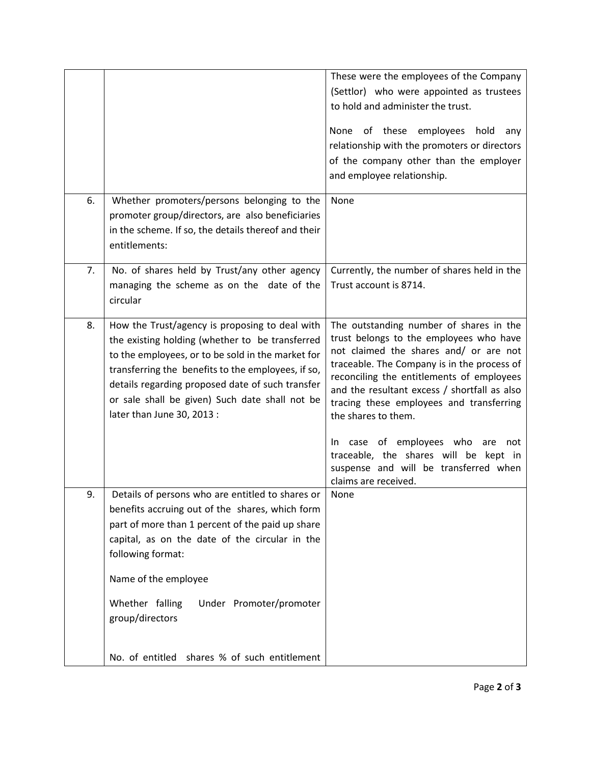| | | |
|---|---|---|
| | | These were the employees of the Company (Settlor) who were appointed as trustees to hold and administer the trust.<br><br>None of these employees hold any relationship with the promoters or directors of the company other than the employer and employee relationship. |
| 6. | Whether promoters/persons belonging to the promoter group/directors, are also beneficiaries in the scheme. If so, the details thereof and their entitlements: | None |
| 7. | No. of shares held by Trust/any other agency managing the scheme as on the date of the circular | Currently, the number of shares held in the Trust account is 8714. |
| 8. | How the Trust/agency is proposing to deal with the existing holding (whether to be transferred to the employees, or to be sold in the market for transferring the benefits to the employees, if so, details regarding proposed date of such transfer or sale shall be given) Such date shall not be later than June 30, 2013 : | The outstanding number of shares in the trust belongs to the employees who have not claimed the shares and/ or are not traceable. The Company is in the process of reconciling the entitlements of employees and the resultant excess / shortfall as also tracing these employees and transferring the shares to them.<br><br>In case of employees who are not traceable, the shares will be kept in suspense and will be transferred when claims are received. |
| 9. | Details of persons who are entitled to shares or benefits accruing out of the shares, which form part of more than 1 percent of the paid up share capital, as on the date of the circular in the following format:<br><br>Name of the employee<br><br>Whether falling Under Promoter/promoter group/directors<br><br>No. of entitled shares % of such entitlement | None |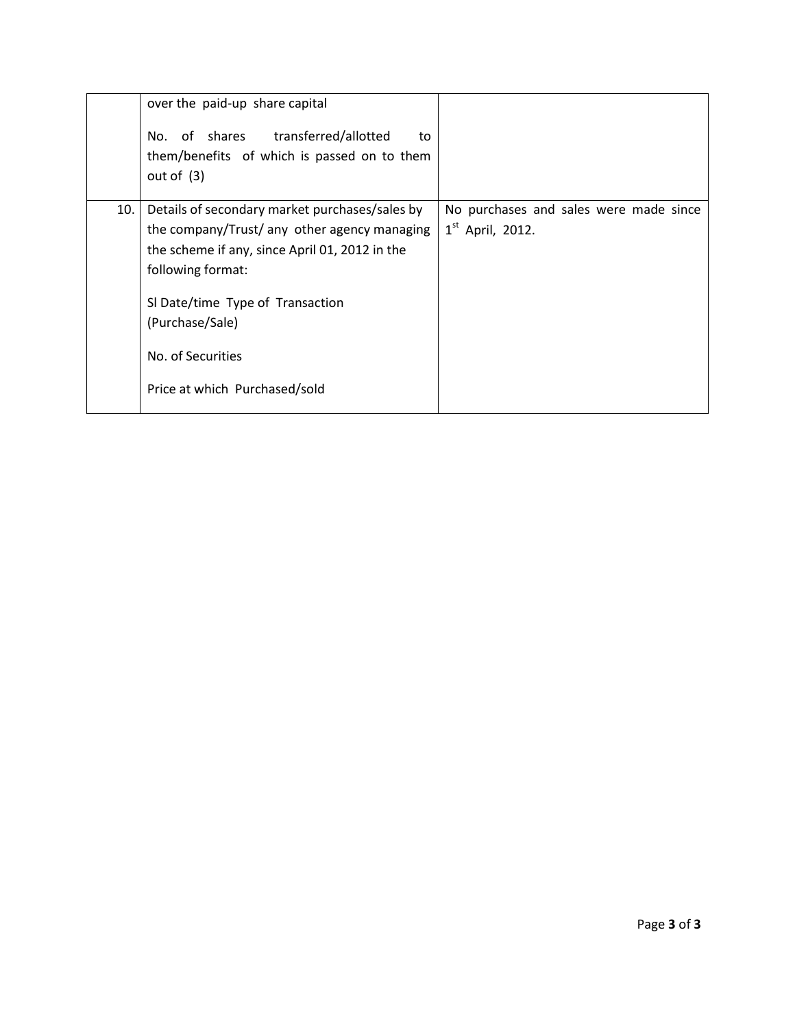| | | |
|---|---|---|
| | over the paid-up share capital<br><br>No. of shares transferred/allotted to them/benefits of which is passed on to them out of (3) | |
| 10. | Details of secondary market purchases/sales by the company/Trust/ any other agency managing the scheme if any, since April 01, 2012 in the following format:<br><br>Sl Date/time Type of Transaction (Purchase/Sale)<br><br>No. of Securities<br><br>Price at which Purchased/sold | No purchases and sales were made since 1st April, 2012. |